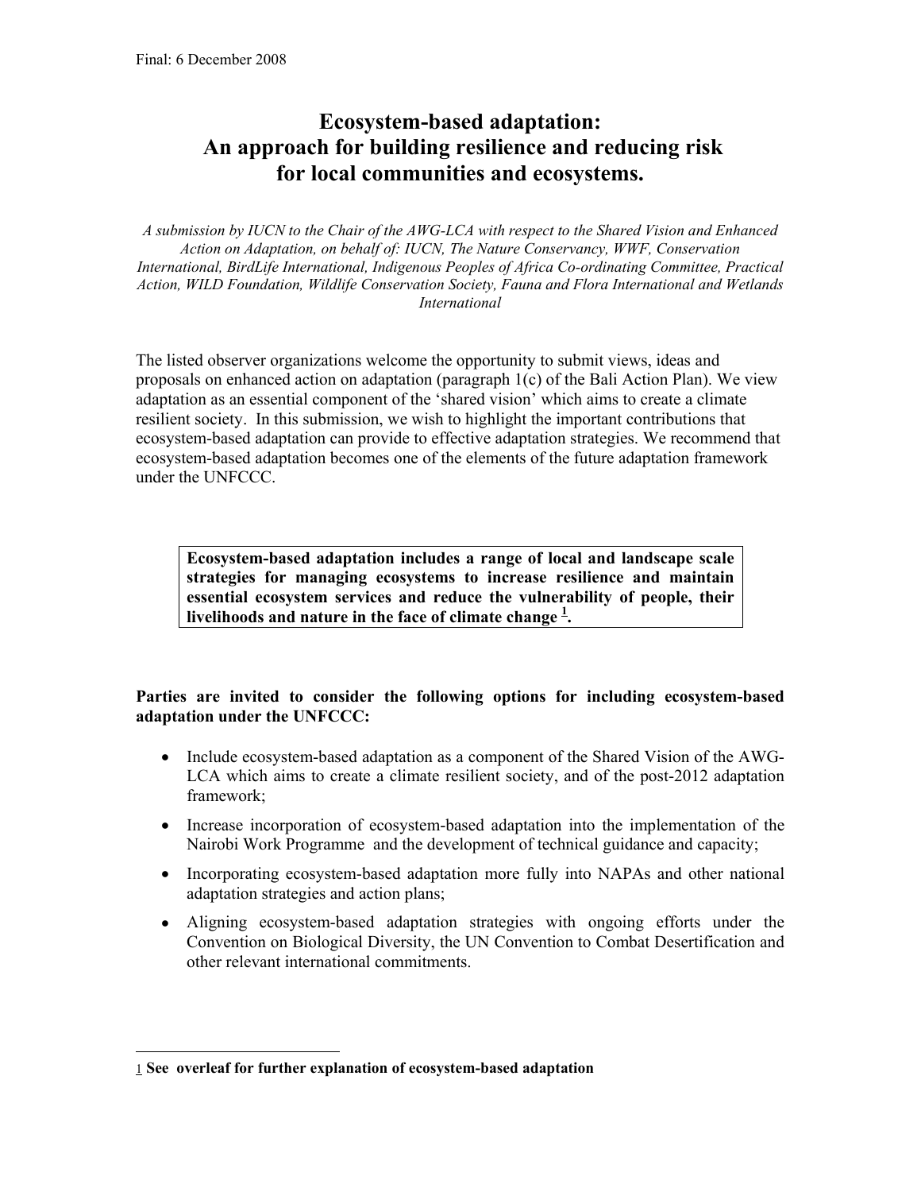Final: 6 December 2008

# Ecosystem-based adaptation: An approach for building resilience and reducing risk for local communities and ecosystems.

*A submission by IUCN to the Chair of the AWG-LCA with respect to the Shared Vision and Enhanced Action on Adaptation, on behalf of: IUCN, The Nature Conservancy, WWF, Conservation International, BirdLife International, Indigenous Peoples of Africa Co-ordinating Committee, Practical Action, WILD Foundation, Wildlife Conservation Society, Fauna and Flora International and Wetlands International*

The listed observer organizations welcome the opportunity to submit views, ideas and proposals on enhanced action on adaptation (paragraph 1(c) of the Bali Action Plan). We view adaptation as an essential component of the 'shared vision' which aims to create a climate resilient society. In this submission, we wish to highlight the important contributions that ecosystem-based adaptation can provide to effective adaptation strategies. We recommend that ecosystem-based adaptation becomes one of the elements of the future adaptation framework under the UNFCCC.

> **Ecosystem-based adaptation includes a range of local and landscape scale strategies for managing ecosystems to increase resilience and maintain essential ecosystem services and reduce the vulnerability of people, their livelihoods and nature in the face of climate change [1].**

**Parties are invited to consider the following options for including ecosystem-based adaptation under the UNFCCC:**

- Include ecosystem-based adaptation as a component of the Shared Vision of the AWG-LCA which aims to create a climate resilient society, and of the post-2012 adaptation framework;
- Increase incorporation of ecosystem-based adaptation into the implementation of the Nairobi Work Programme and the development of technical guidance and capacity;
- Incorporating ecosystem-based adaptation more fully into NAPAs and other national adaptation strategies and action plans;
- Aligning ecosystem-based adaptation strategies with ongoing efforts under the Convention on Biological Diversity, the UN Convention to Combat Desertification and other relevant international commitments.

---

[1] **See overleaf for further explanation of ecosystem-based adaptation**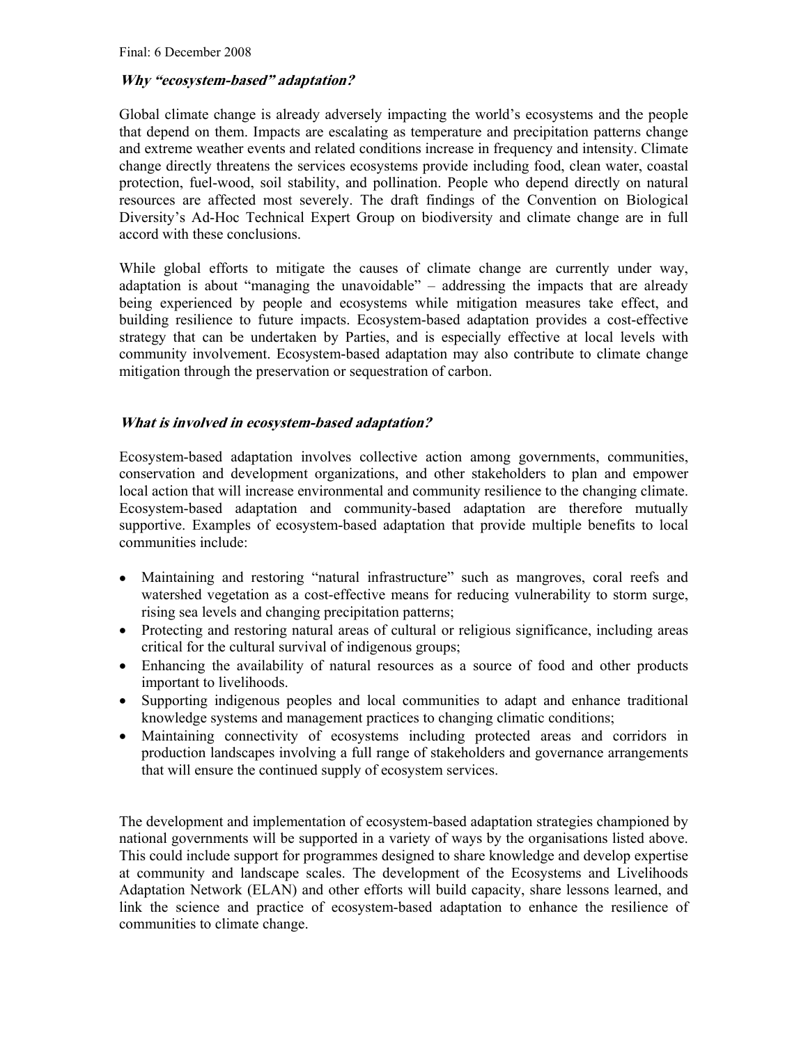### *Why "ecosystem-based" adaptation?*

Global climate change is already adversely impacting the world's ecosystems and the people that depend on them. Impacts are escalating as temperature and precipitation patterns change and extreme weather events and related conditions increase in frequency and intensity. Climate change directly threatens the services ecosystems provide including food, clean water, coastal protection, fuel-wood, soil stability, and pollination. People who depend directly on natural resources are affected most severely. The draft findings of the Convention on Biological Diversity's Ad-Hoc Technical Expert Group on biodiversity and climate change are in full accord with these conclusions.

While global efforts to mitigate the causes of climate change are currently under way, adaptation is about "managing the unavoidable" – addressing the impacts that are already being experienced by people and ecosystems while mitigation measures take effect, and building resilience to future impacts. Ecosystem-based adaptation provides a cost-effective strategy that can be undertaken by Parties, and is especially effective at local levels with community involvement. Ecosystem-based adaptation may also contribute to climate change mitigation through the preservation or sequestration of carbon.

### *What is involved in ecosystem-based adaptation?*

Ecosystem-based adaptation involves collective action among governments, communities, conservation and development organizations, and other stakeholders to plan and empower local action that will increase environmental and community resilience to the changing climate. Ecosystem-based adaptation and community-based adaptation are therefore mutually supportive. Examples of ecosystem-based adaptation that provide multiple benefits to local communities include:

- Maintaining and restoring "natural infrastructure" such as mangroves, coral reefs and watershed vegetation as a cost-effective means for reducing vulnerability to storm surge, rising sea levels and changing precipitation patterns;
- Protecting and restoring natural areas of cultural or religious significance, including areas critical for the cultural survival of indigenous groups;
- Enhancing the availability of natural resources as a source of food and other products important to livelihoods.
- Supporting indigenous peoples and local communities to adapt and enhance traditional knowledge systems and management practices to changing climatic conditions;
- Maintaining connectivity of ecosystems including protected areas and corridors in production landscapes involving a full range of stakeholders and governance arrangements that will ensure the continued supply of ecosystem services.

The development and implementation of ecosystem-based adaptation strategies championed by national governments will be supported in a variety of ways by the organisations listed above. This could include support for programmes designed to share knowledge and develop expertise at community and landscape scales. The development of the Ecosystems and Livelihoods Adaptation Network (ELAN) and other efforts will build capacity, share lessons learned, and link the science and practice of ecosystem-based adaptation to enhance the resilience of communities to climate change.